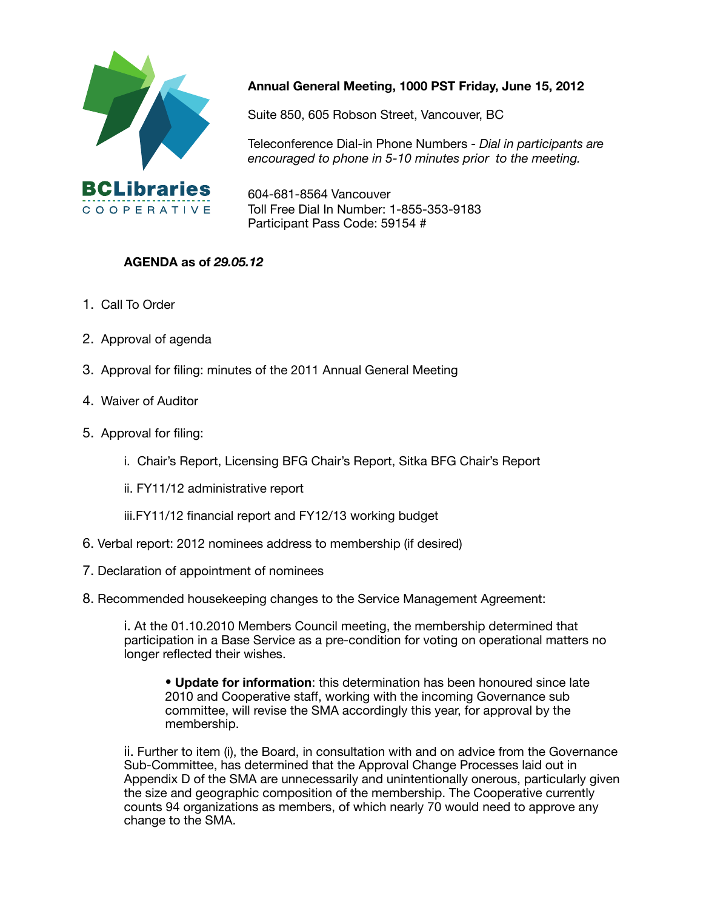BCLibraries
COOPERATIVE

**Annual General Meeting, 1000 PST Friday, June 15, 2012**

Suite 850, 605 Robson Street, Vancouver, BC

Teleconference Dial-in Phone Numbers - *Dial in participants are encouraged to phone in 5-10 minutes prior to the meeting.*

604-681-8564 Vancouver
Toll Free Dial In Number: 1-855-353-9183
Participant Pass Code: 59154 #

**AGENDA as of *29.05.12***

1. Call To Order
2. Approval of agenda
3. Approval for filing: minutes of the 2011 Annual General Meeting
4. Waiver of Auditor
5. Approval for filing:
   i. Chair's Report, Licensing BFG Chair's Report, Sitka BFG Chair's Report
   ii. FY11/12 administrative report
   iii. FY11/12 financial report and FY12/13 working budget
6. Verbal report: 2012 nominees address to membership (if desired)
7. Declaration of appointment of nominees
8. Recommended housekeeping changes to the Service Management Agreement:

   i. At the 01.10.2010 Members Council meeting, the membership determined that participation in a Base Service as a pre-condition for voting on operational matters no longer reflected their wishes.

   - **Update for information**: this determination has been honoured since late 2010 and Cooperative staff, working with the incoming Governance sub committee, will revise the SMA accordingly this year, for approval by the membership.

   ii. Further to item (i), the Board, in consultation with and on advice from the Governance Sub-Committee, has determined that the Approval Change Processes laid out in Appendix D of the SMA are unnecessarily and unintentionally onerous, particularly given the size and geographic composition of the membership. The Cooperative currently counts 94 organizations as members, of which nearly 70 would need to approve any change to the SMA.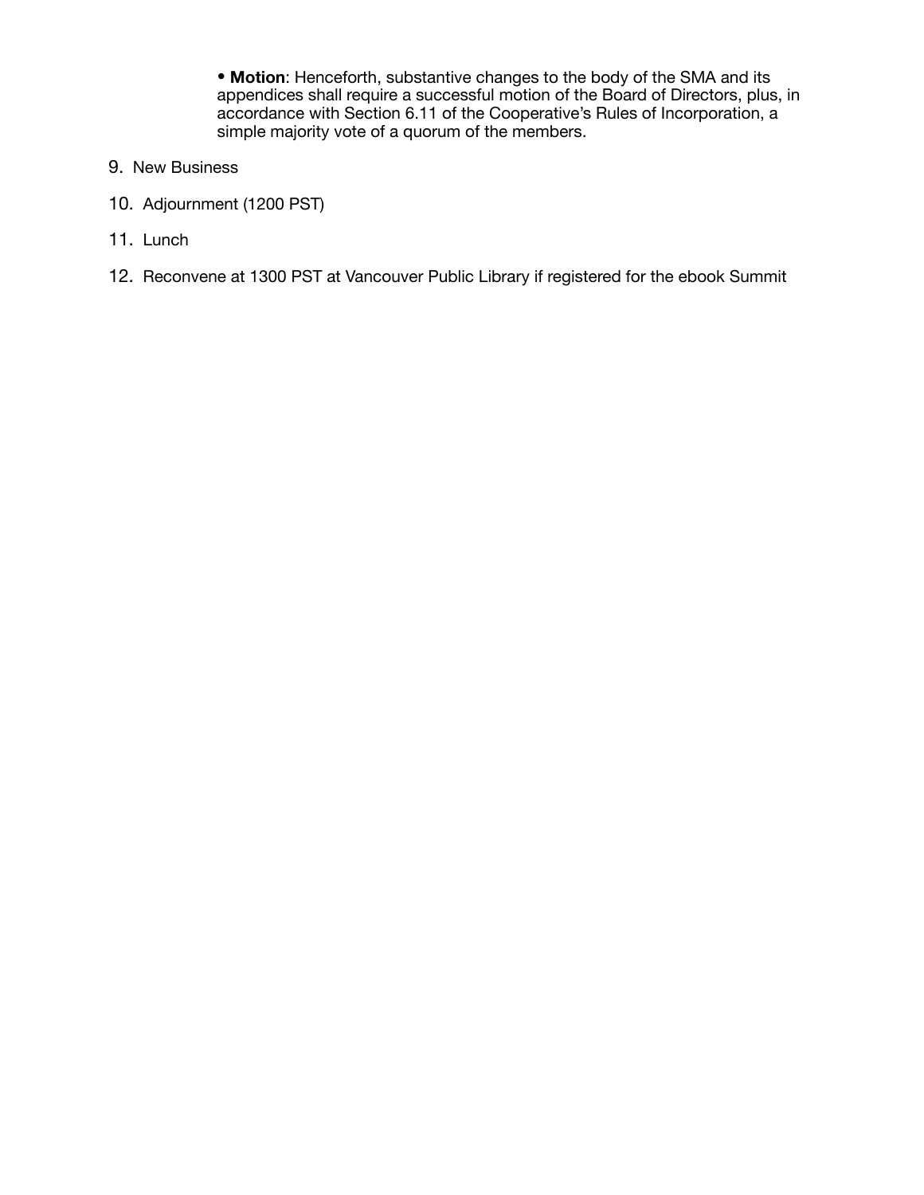- **Motion**: Henceforth, substantive changes to the body of the SMA and its appendices shall require a successful motion of the Board of Directors, plus, in accordance with Section 6.11 of the Cooperative's Rules of Incorporation, a simple majority vote of a quorum of the members.

9. New Business
10. Adjournment (1200 PST)
11. Lunch
12. Reconvene at 1300 PST at Vancouver Public Library if registered for the ebook Summit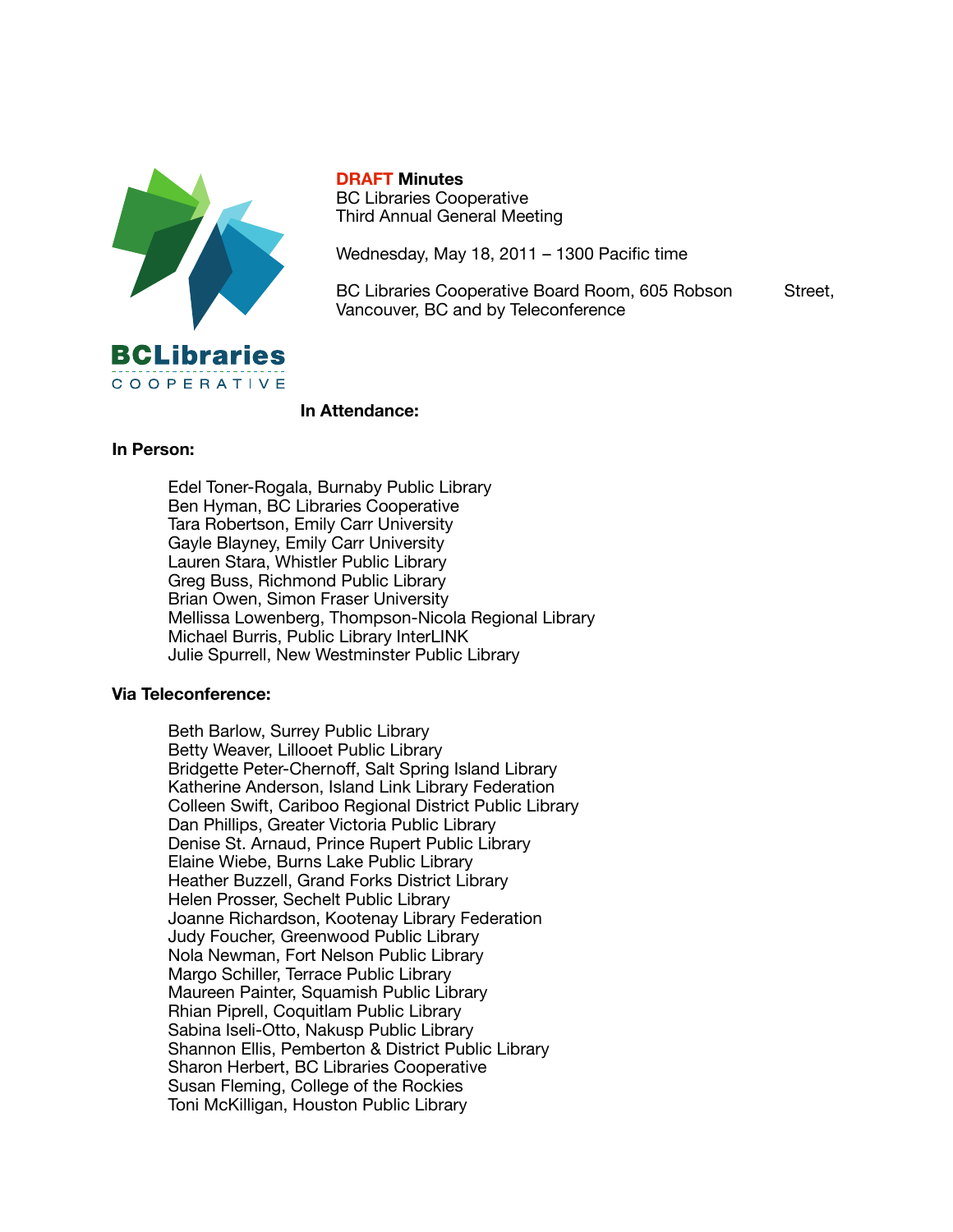**DRAFT Minutes**
BC Libraries Cooperative
Third Annual General Meeting

Wednesday, May 18, 2011 – 1300 Pacific time

BC Libraries Cooperative Board Room, 605 Robson Street, Vancouver, BC and by Teleconference

**In Attendance:**

**In Person:**

Edel Toner-Rogala, Burnaby Public Library
Ben Hyman, BC Libraries Cooperative
Tara Robertson, Emily Carr University
Gayle Blayney, Emily Carr University
Lauren Stara, Whistler Public Library
Greg Buss, Richmond Public Library
Brian Owen, Simon Fraser University
Mellissa Lowenberg, Thompson-Nicola Regional Library
Michael Burris, Public Library InterLINK
Julie Spurrell, New Westminster Public Library

**Via Teleconference:**

Beth Barlow, Surrey Public Library
Betty Weaver, Lillooet Public Library
Bridgette Peter-Chernoff, Salt Spring Island Library
Katherine Anderson, Island Link Library Federation
Colleen Swift, Cariboo Regional District Public Library
Dan Phillips, Greater Victoria Public Library
Denise St. Arnaud, Prince Rupert Public Library
Elaine Wiebe, Burns Lake Public Library
Heather Buzzell, Grand Forks District Library
Helen Prosser, Sechelt Public Library
Joanne Richardson, Kootenay Library Federation
Judy Foucher, Greenwood Public Library
Nola Newman, Fort Nelson Public Library
Margo Schiller, Terrace Public Library
Maureen Painter, Squamish Public Library
Rhian Piprell, Coquitlam Public Library
Sabina Iseli-Otto, Nakusp Public Library
Shannon Ellis, Pemberton & District Public Library
Sharon Herbert, BC Libraries Cooperative
Susan Fleming, College of the Rockies
Toni McKilligan, Houston Public Library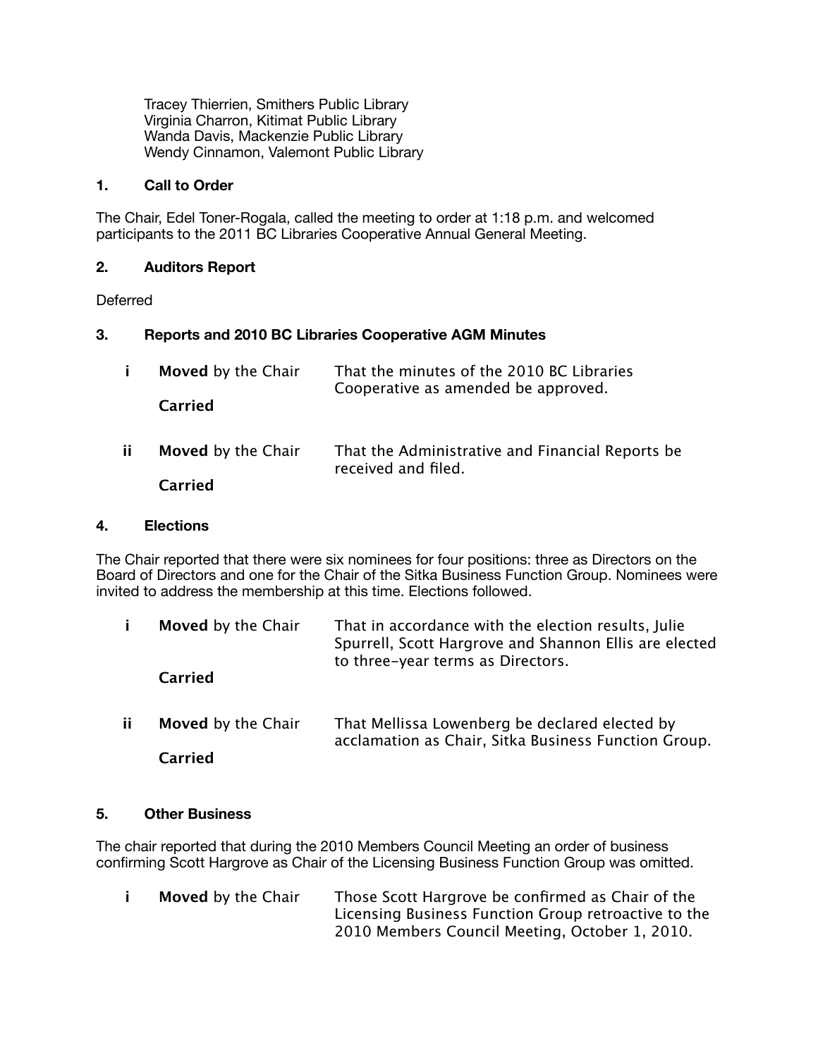Tracey Thierrien, Smithers Public Library
Virginia Charron, Kitimat Public Library
Wanda Davis, Mackenzie Public Library
Wendy Cinnamon, Valemont Public Library

## 1. Call to Order

The Chair, Edel Toner-Rogala, called the meeting to order at 1:18 p.m. and welcomed participants to the 2011 BC Libraries Cooperative Annual General Meeting.

## 2. Auditors Report

Deferred

## 3. Reports and 2010 BC Libraries Cooperative AGM Minutes

| | | |
|---|---|---|
| i | **Moved** by the Chair<br>**Carried** | That the minutes of the 2010 BC Libraries Cooperative as amended be approved. |
| ii | **Moved** by the Chair<br>**Carried** | That the Administrative and Financial Reports be received and filed. |

## 4. Elections

The Chair reported that there were six nominees for four positions: three as Directors on the Board of Directors and one for the Chair of the Sitka Business Function Group. Nominees were invited to address the membership at this time. Elections followed.

| | | |
|---|---|---|
| i | **Moved** by the Chair<br>**Carried** | That in accordance with the election results, Julie Spurrell, Scott Hargrove and Shannon Ellis are elected to three-year terms as Directors. |
| ii | **Moved** by the Chair<br>**Carried** | That Mellissa Lowenberg be declared elected by acclamation as Chair, Sitka Business Function Group. |

## 5. Other Business

The chair reported that during the 2010 Members Council Meeting an order of business confirming Scott Hargrove as Chair of the Licensing Business Function Group was omitted.

| | | |
|---|---|---|
| i | **Moved** by the Chair | Those Scott Hargrove be confirmed as Chair of the Licensing Business Function Group retroactive to the 2010 Members Council Meeting, October 1, 2010. |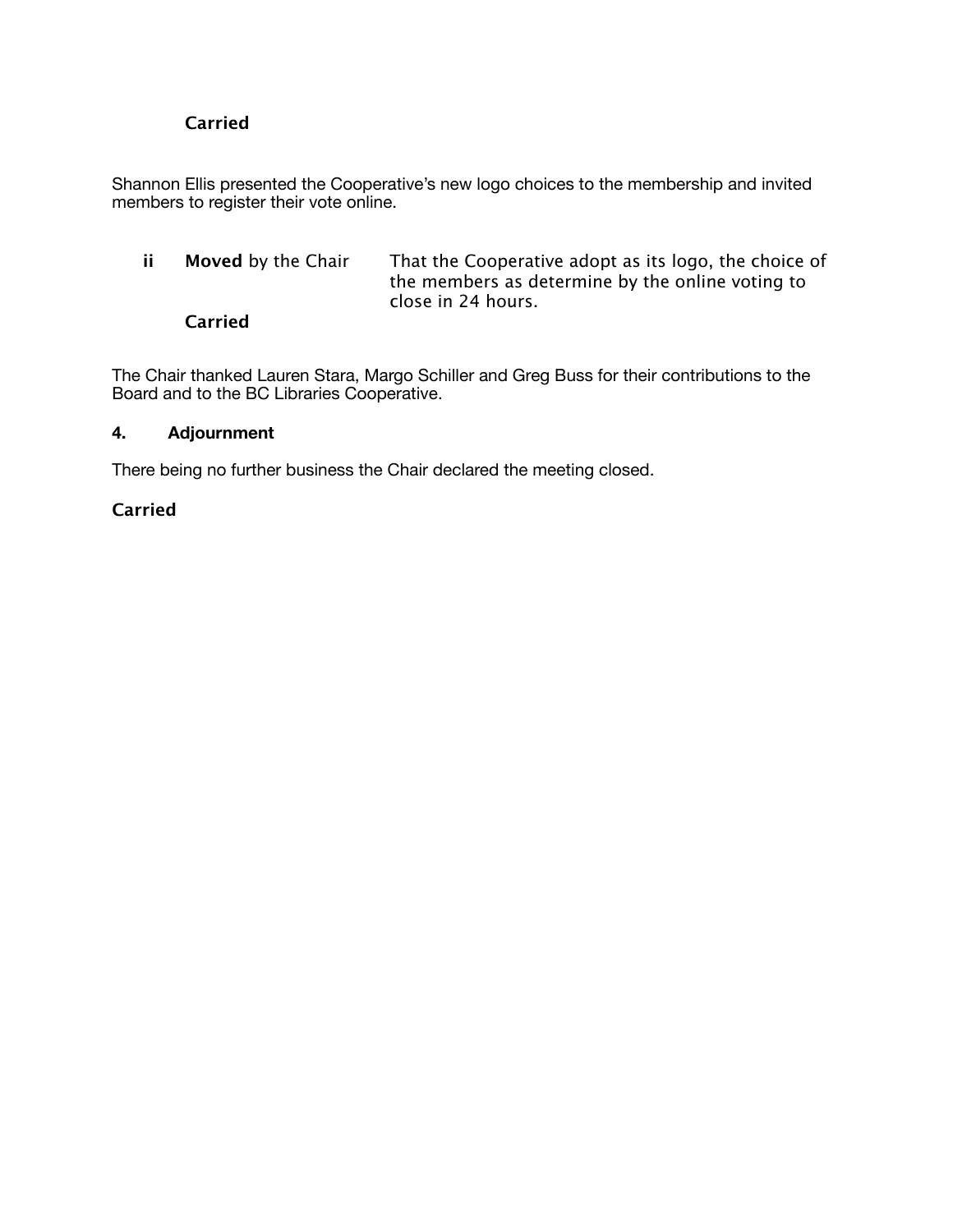**Carried**

Shannon Ellis presented the Cooperative's new logo choices to the membership and invited members to register their vote online.

**ii** **Moved** by the Chair — That the Cooperative adopt as its logo, the choice of the members as determine by the online voting to close in 24 hours.

**Carried**

The Chair thanked Lauren Stara, Margo Schiller and Greg Buss for their contributions to the Board and to the BC Libraries Cooperative.

## 4. Adjournment

There being no further business the Chair declared the meeting closed.

**Carried**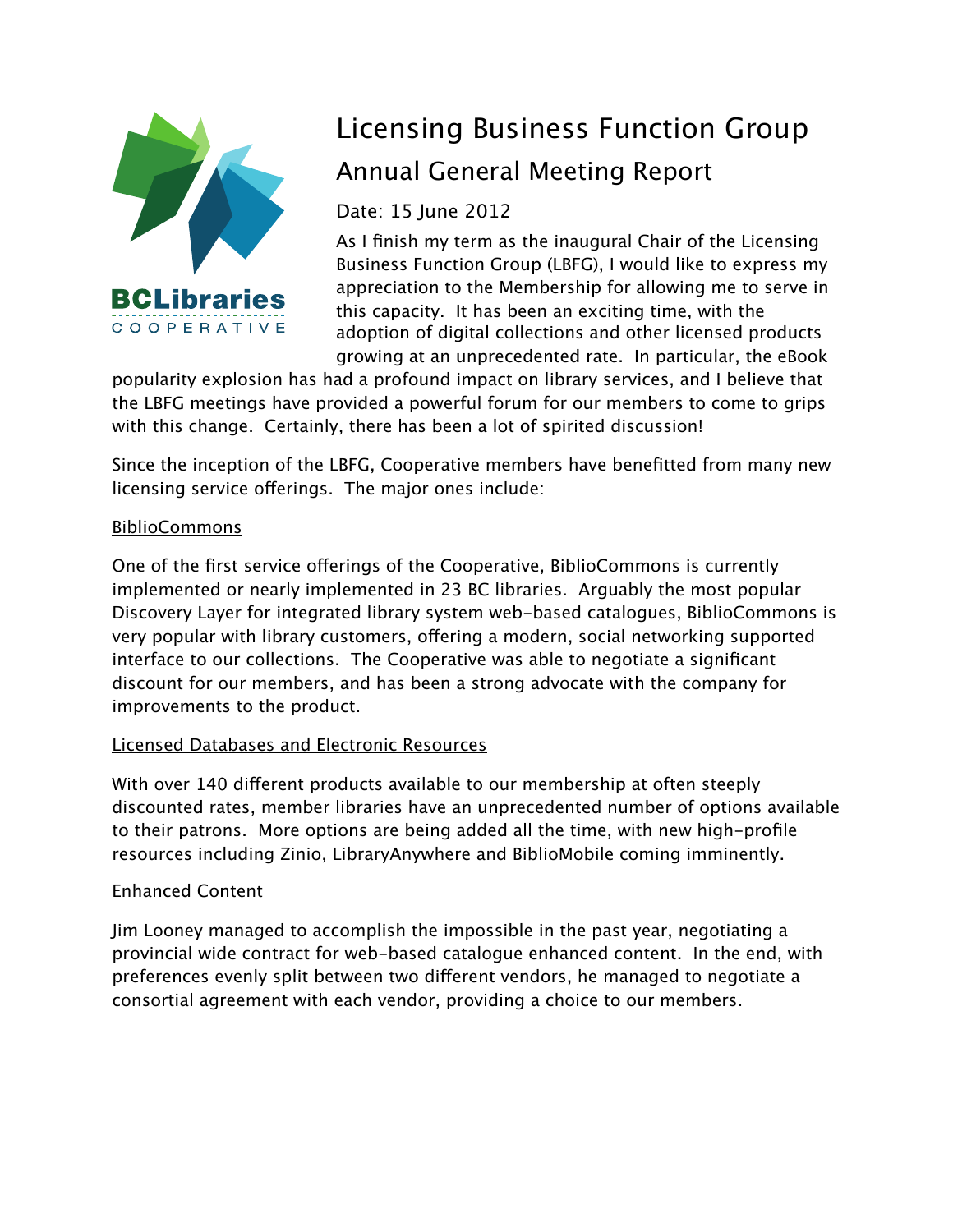# Licensing Business Function Group

## Annual General Meeting Report

Date: 15 June 2012

As I finish my term as the inaugural Chair of the Licensing Business Function Group (LBFG), I would like to express my appreciation to the Membership for allowing me to serve in this capacity. It has been an exciting time, with the adoption of digital collections and other licensed products growing at an unprecedented rate. In particular, the eBook popularity explosion has had a profound impact on library services, and I believe that the LBFG meetings have provided a powerful forum for our members to come to grips with this change. Certainly, there has been a lot of spirited discussion!

Since the inception of the LBFG, Cooperative members have benefitted from many new licensing service offerings. The major ones include:

<u>BiblioCommons</u>

One of the first service offerings of the Cooperative, BiblioCommons is currently implemented or nearly implemented in 23 BC libraries. Arguably the most popular Discovery Layer for integrated library system web-based catalogues, BiblioCommons is very popular with library customers, offering a modern, social networking supported interface to our collections. The Cooperative was able to negotiate a significant discount for our members, and has been a strong advocate with the company for improvements to the product.

<u>Licensed Databases and Electronic Resources</u>

With over 140 different products available to our membership at often steeply discounted rates, member libraries have an unprecedented number of options available to their patrons. More options are being added all the time, with new high-profile resources including Zinio, LibraryAnywhere and BiblioMobile coming imminently.

<u>Enhanced Content</u>

Jim Looney managed to accomplish the impossible in the past year, negotiating a provincial wide contract for web-based catalogue enhanced content. In the end, with preferences evenly split between two different vendors, he managed to negotiate a consortial agreement with each vendor, providing a choice to our members.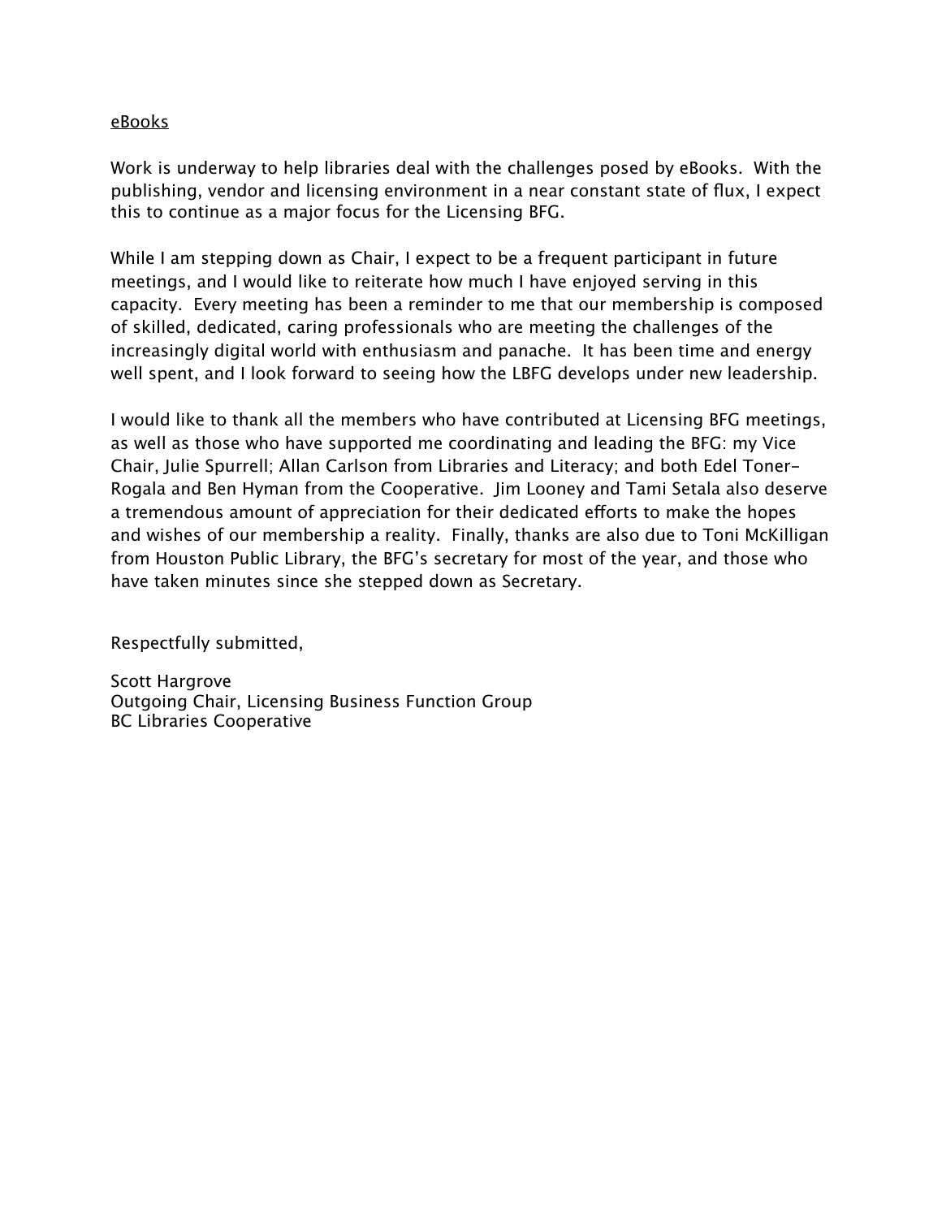<u>eBooks</u>

Work is underway to help libraries deal with the challenges posed by eBooks. With the publishing, vendor and licensing environment in a near constant state of flux, I expect this to continue as a major focus for the Licensing BFG.

While I am stepping down as Chair, I expect to be a frequent participant in future meetings, and I would like to reiterate how much I have enjoyed serving in this capacity. Every meeting has been a reminder to me that our membership is composed of skilled, dedicated, caring professionals who are meeting the challenges of the increasingly digital world with enthusiasm and panache. It has been time and energy well spent, and I look forward to seeing how the LBFG develops under new leadership.

I would like to thank all the members who have contributed at Licensing BFG meetings, as well as those who have supported me coordinating and leading the BFG: my Vice Chair, Julie Spurrell; Allan Carlson from Libraries and Literacy; and both Edel Toner-Rogala and Ben Hyman from the Cooperative. Jim Looney and Tami Setala also deserve a tremendous amount of appreciation for their dedicated efforts to make the hopes and wishes of our membership a reality. Finally, thanks are also due to Toni McKilligan from Houston Public Library, the BFG's secretary for most of the year, and those who have taken minutes since she stepped down as Secretary.

Respectfully submitted,

Scott Hargrove
Outgoing Chair, Licensing Business Function Group
BC Libraries Cooperative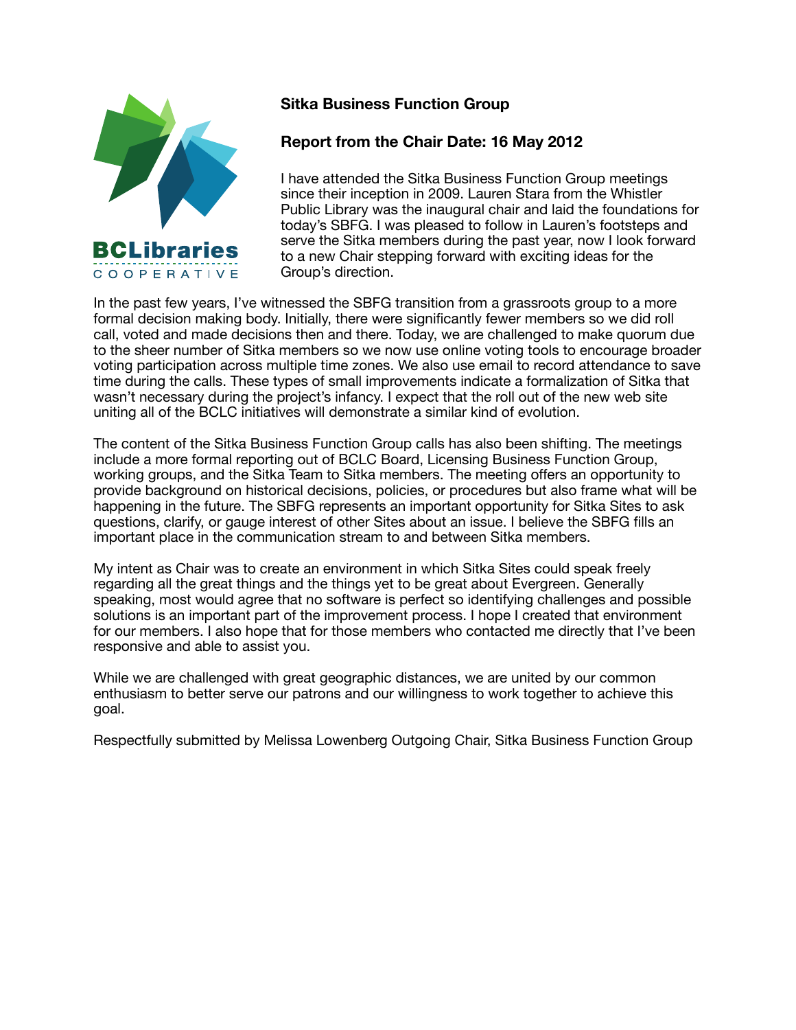BCLibraries
COOPERATIVE

## Sitka Business Function Group

## Report from the Chair Date: 16 May 2012

I have attended the Sitka Business Function Group meetings since their inception in 2009. Lauren Stara from the Whistler Public Library was the inaugural chair and laid the foundations for today's SBFG. I was pleased to follow in Lauren's footsteps and serve the Sitka members during the past year, now I look forward to a new Chair stepping forward with exciting ideas for the Group's direction.

In the past few years, I've witnessed the SBFG transition from a grassroots group to a more formal decision making body. Initially, there were significantly fewer members so we did roll call, voted and made decisions then and there. Today, we are challenged to make quorum due to the sheer number of Sitka members so we now use online voting tools to encourage broader voting participation across multiple time zones. We also use email to record attendance to save time during the calls. These types of small improvements indicate a formalization of Sitka that wasn't necessary during the project's infancy. I expect that the roll out of the new web site uniting all of the BCLC initiatives will demonstrate a similar kind of evolution.

The content of the Sitka Business Function Group calls has also been shifting. The meetings include a more formal reporting out of BCLC Board, Licensing Business Function Group, working groups, and the Sitka Team to Sitka members. The meeting offers an opportunity to provide background on historical decisions, policies, or procedures but also frame what will be happening in the future. The SBFG represents an important opportunity for Sitka Sites to ask questions, clarify, or gauge interest of other Sites about an issue. I believe the SBFG fills an important place in the communication stream to and between Sitka members.

My intent as Chair was to create an environment in which Sitka Sites could speak freely regarding all the great things and the things yet to be great about Evergreen. Generally speaking, most would agree that no software is perfect so identifying challenges and possible solutions is an important part of the improvement process. I hope I created that environment for our members. I also hope that for those members who contacted me directly that I've been responsive and able to assist you.

While we are challenged with great geographic distances, we are united by our common enthusiasm to better serve our patrons and our willingness to work together to achieve this goal.

Respectfully submitted by Melissa Lowenberg Outgoing Chair, Sitka Business Function Group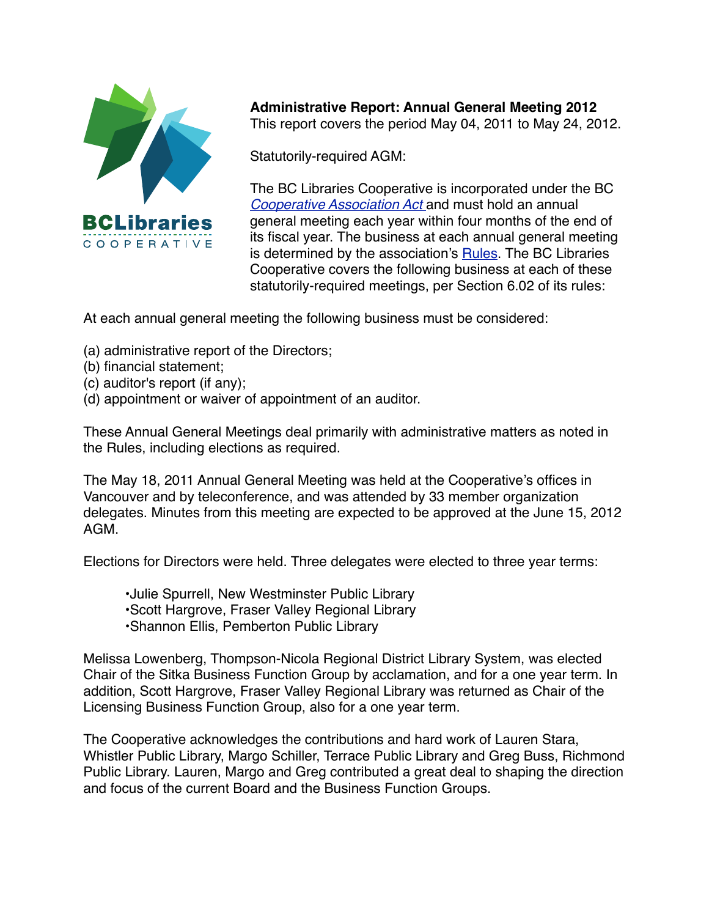**Administrative Report: Annual General Meeting 2012**

This report covers the period May 04, 2011 to May 24, 2012.

Statutorily-required AGM:

The BC Libraries Cooperative is incorporated under the BC *Cooperative Association Act* and must hold an annual general meeting each year within four months of the end of its fiscal year. The business at each annual general meeting is determined by the association's Rules. The BC Libraries Cooperative covers the following business at each of these statutorily-required meetings, per Section 6.02 of its rules:

At each annual general meeting the following business must be considered:

(a) administrative report of the Directors;
(b) financial statement;
(c) auditor's report (if any);
(d) appointment or waiver of appointment of an auditor.

These Annual General Meetings deal primarily with administrative matters as noted in the Rules, including elections as required.

The May 18, 2011 Annual General Meeting was held at the Cooperative's offices in Vancouver and by teleconference, and was attended by 33 member organization delegates. Minutes from this meeting are expected to be approved at the June 15, 2012 AGM.

Elections for Directors were held. Three delegates were elected to three year terms:

- Julie Spurrell, New Westminster Public Library
- Scott Hargrove, Fraser Valley Regional Library
- Shannon Ellis, Pemberton Public Library

Melissa Lowenberg, Thompson-Nicola Regional District Library System, was elected Chair of the Sitka Business Function Group by acclamation, and for a one year term. In addition, Scott Hargrove, Fraser Valley Regional Library was returned as Chair of the Licensing Business Function Group, also for a one year term.

The Cooperative acknowledges the contributions and hard work of Lauren Stara, Whistler Public Library, Margo Schiller, Terrace Public Library and Greg Buss, Richmond Public Library. Lauren, Margo and Greg contributed a great deal to shaping the direction and focus of the current Board and the Business Function Groups.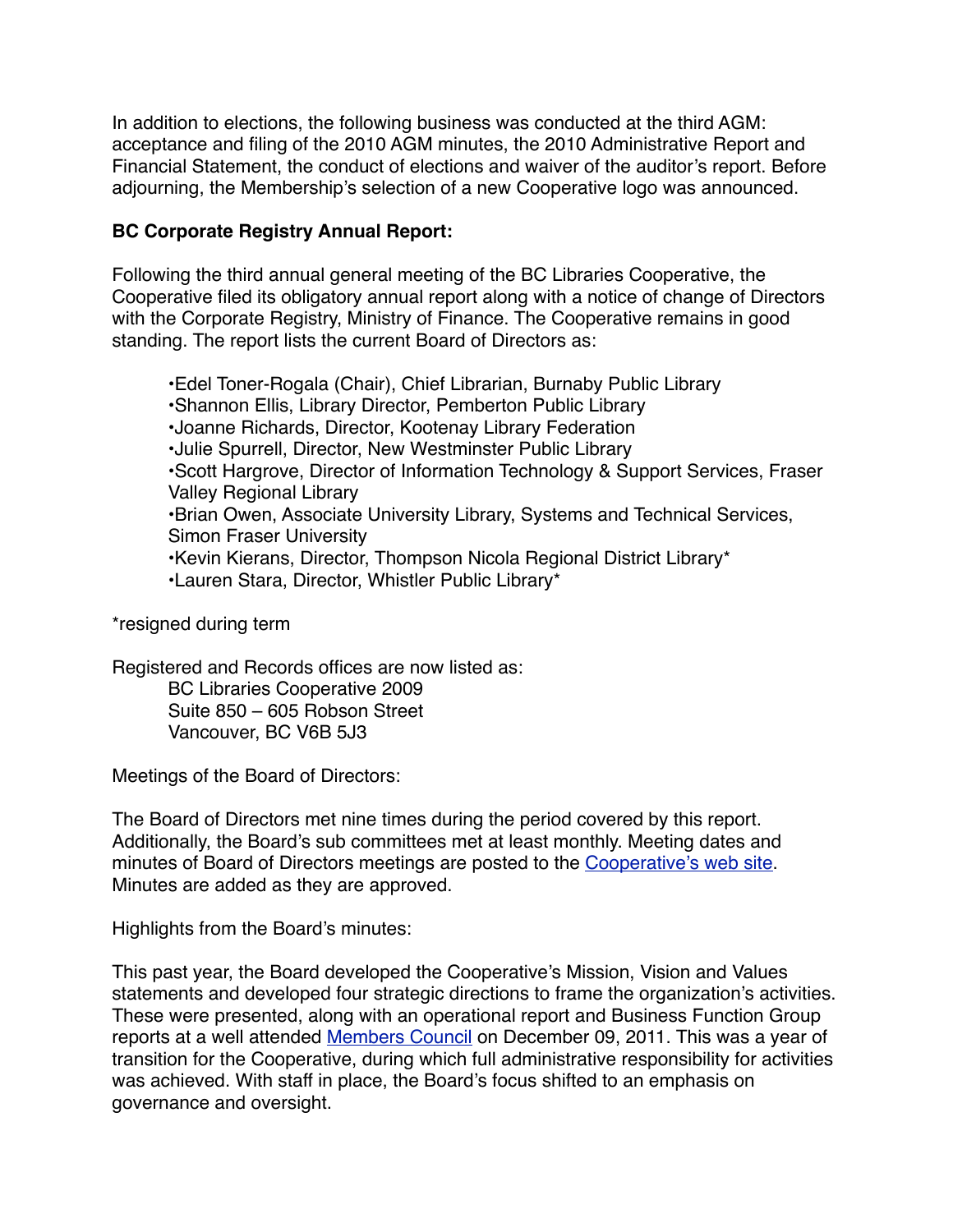In addition to elections, the following business was conducted at the third AGM: acceptance and filing of the 2010 AGM minutes, the 2010 Administrative Report and Financial Statement, the conduct of elections and waiver of the auditor's report. Before adjourning, the Membership's selection of a new Cooperative logo was announced.

**BC Corporate Registry Annual Report:**

Following the third annual general meeting of the BC Libraries Cooperative, the Cooperative filed its obligatory annual report along with a notice of change of Directors with the Corporate Registry, Ministry of Finance. The Cooperative remains in good standing. The report lists the current Board of Directors as:

- Edel Toner-Rogala (Chair), Chief Librarian, Burnaby Public Library
- Shannon Ellis, Library Director, Pemberton Public Library
- Joanne Richards, Director, Kootenay Library Federation
- Julie Spurrell, Director, New Westminster Public Library
- Scott Hargrove, Director of Information Technology & Support Services, Fraser Valley Regional Library
- Brian Owen, Associate University Library, Systems and Technical Services, Simon Fraser University
- Kevin Kierans, Director, Thompson Nicola Regional District Library*
- Lauren Stara, Director, Whistler Public Library*

*resigned during term

Registered and Records offices are now listed as:

BC Libraries Cooperative 2009
Suite 850 – 605 Robson Street
Vancouver, BC V6B 5J3

Meetings of the Board of Directors:

The Board of Directors met nine times during the period covered by this report. Additionally, the Board's sub committees met at least monthly. Meeting dates and minutes of Board of Directors meetings are posted to the Cooperative's web site. Minutes are added as they are approved.

Highlights from the Board's minutes:

This past year, the Board developed the Cooperative's Mission, Vision and Values statements and developed four strategic directions to frame the organization's activities. These were presented, along with an operational report and Business Function Group reports at a well attended Members Council on December 09, 2011. This was a year of transition for the Cooperative, during which full administrative responsibility for activities was achieved. With staff in place, the Board's focus shifted to an emphasis on governance and oversight.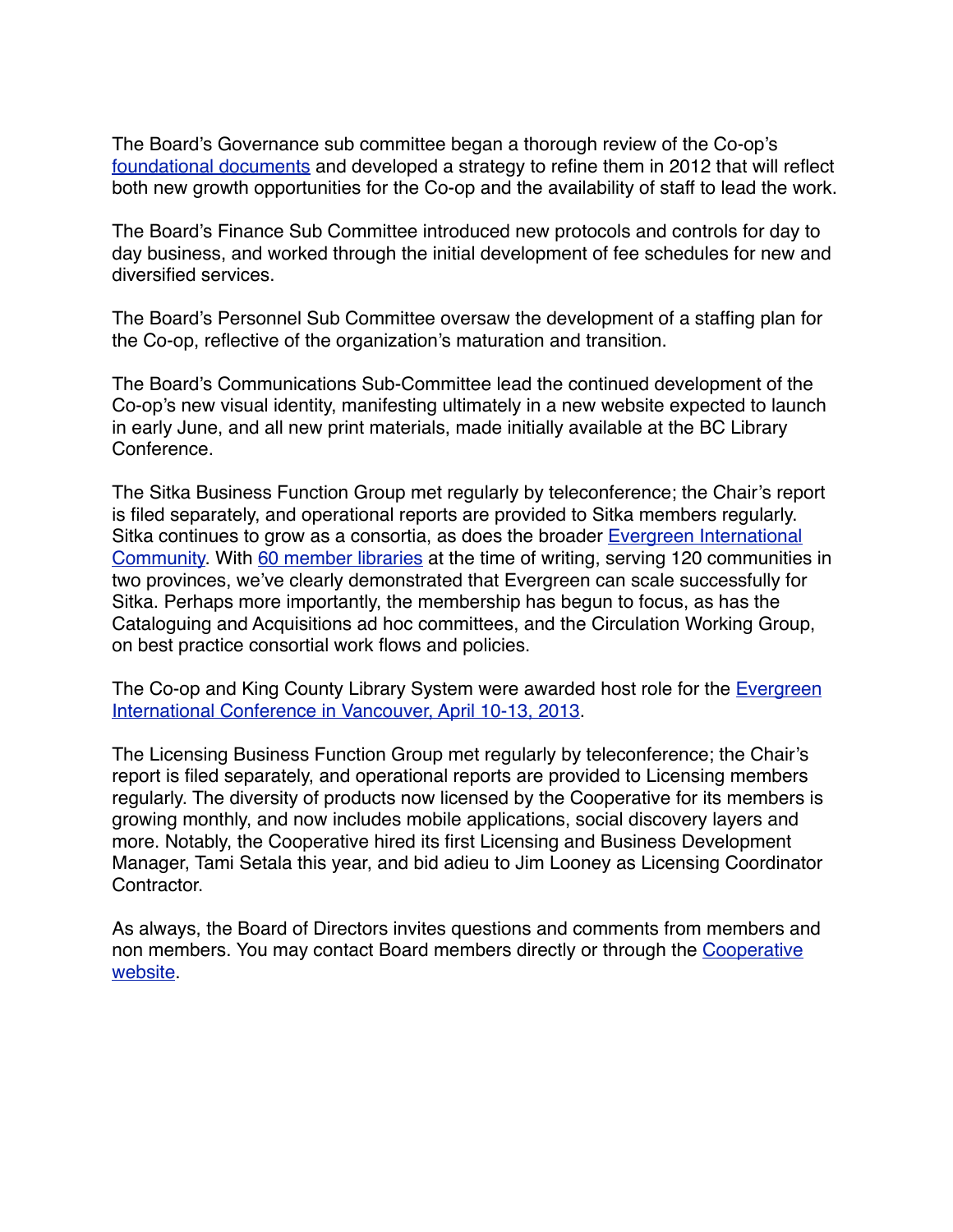The Board's Governance sub committee began a thorough review of the Co-op's foundational documents and developed a strategy to refine them in 2012 that will reflect both new growth opportunities for the Co-op and the availability of staff to lead the work.

The Board's Finance Sub Committee introduced new protocols and controls for day to day business, and worked through the initial development of fee schedules for new and diversified services.

The Board's Personnel Sub Committee oversaw the development of a staffing plan for the Co-op, reflective of the organization's maturation and transition.

The Board's Communications Sub-Committee lead the continued development of the Co-op's new visual identity, manifesting ultimately in a new website expected to launch in early June, and all new print materials, made initially available at the BC Library Conference.

The Sitka Business Function Group met regularly by teleconference; the Chair's report is filed separately, and operational reports are provided to Sitka members regularly. Sitka continues to grow as a consortia, as does the broader Evergreen International Community. With 60 member libraries at the time of writing, serving 120 communities in two provinces, we've clearly demonstrated that Evergreen can scale successfully for Sitka. Perhaps more importantly, the membership has begun to focus, as has the Cataloguing and Acquisitions ad hoc committees, and the Circulation Working Group, on best practice consortial work flows and policies.

The Co-op and King County Library System were awarded host role for the Evergreen International Conference in Vancouver, April 10-13, 2013.

The Licensing Business Function Group met regularly by teleconference; the Chair's report is filed separately, and operational reports are provided to Licensing members regularly. The diversity of products now licensed by the Cooperative for its members is growing monthly, and now includes mobile applications, social discovery layers and more. Notably, the Cooperative hired its first Licensing and Business Development Manager, Tami Setala this year, and bid adieu to Jim Looney as Licensing Coordinator Contractor.

As always, the Board of Directors invites questions and comments from members and non members. You may contact Board members directly or through the Cooperative website.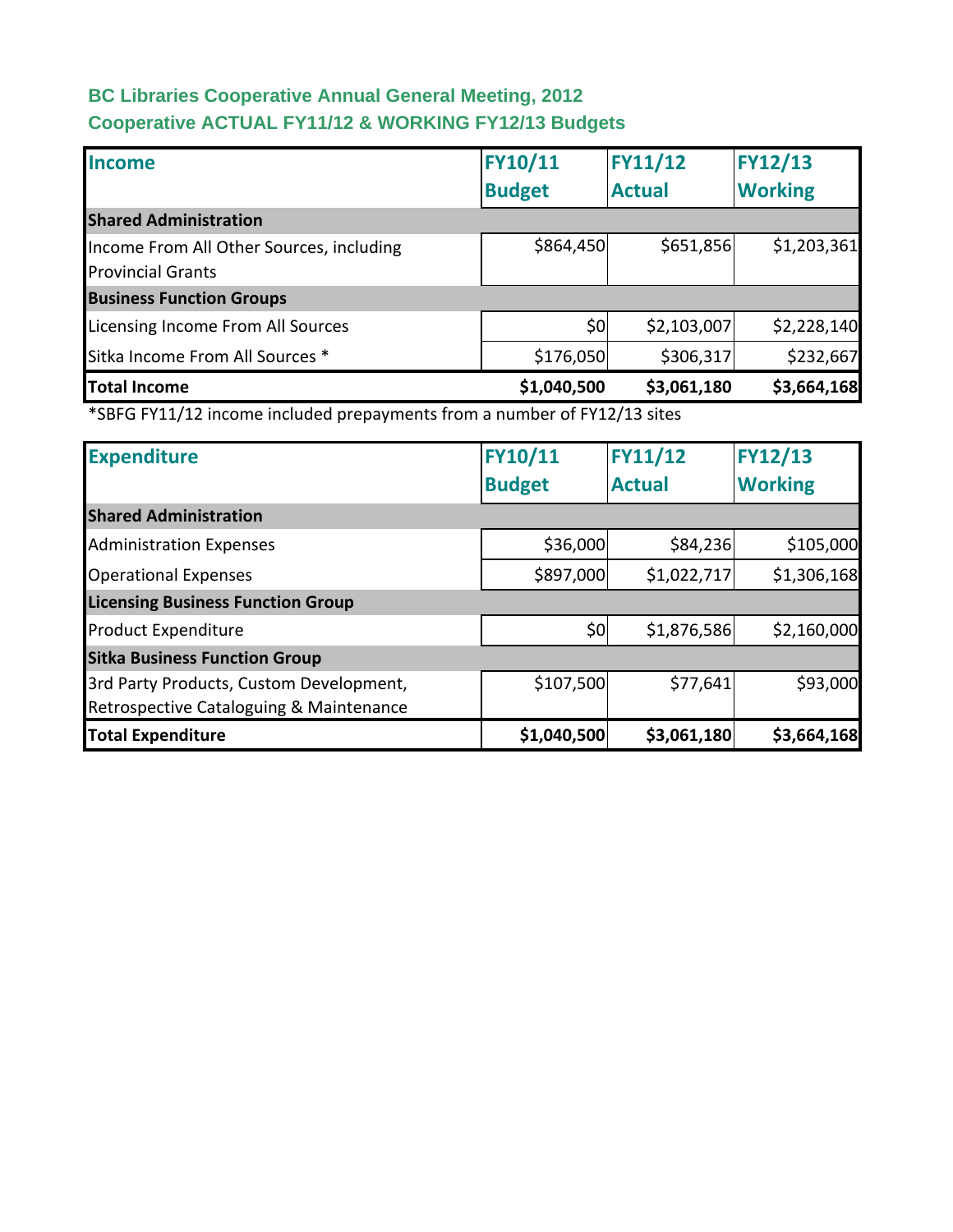## BC Libraries Cooperative Annual General Meeting, 2012
## Cooperative ACTUAL FY11/12 & WORKING FY12/13 Budgets

| Income | FY10/11 Budget | FY11/12 Actual | FY12/13 Working |
|---|---|---|---|
| **Shared Administration** | | | |
| Income From All Other Sources, including Provincial Grants | $864,450 | $651,856 | $1,203,361 |
| **Business Function Groups** | | | |
| Licensing Income From All Sources | $0 | $2,103,007 | $2,228,140 |
| Sitka Income From All Sources * | $176,050 | $306,317 | $232,667 |
| **Total Income** | **$1,040,500** | **$3,061,180** | **$3,664,168** |

*SBFG FY11/12 income included prepayments from a number of FY12/13 sites

| Expenditure | FY10/11 Budget | FY11/12 Actual | FY12/13 Working |
|---|---|---|---|
| **Shared Administration** | | | |
| Administration Expenses | $36,000 | $84,236 | $105,000 |
| Operational Expenses | $897,000 | $1,022,717 | $1,306,168 |
| **Licensing Business Function Group** | | | |
| Product Expenditure | $0 | $1,876,586 | $2,160,000 |
| **Sitka Business Function Group** | | | |
| 3rd Party Products, Custom Development, Retrospective Cataloguing & Maintenance | $107,500 | $77,641 | $93,000 |
| **Total Expenditure** | **$1,040,500** | **$3,061,180** | **$3,664,168** |